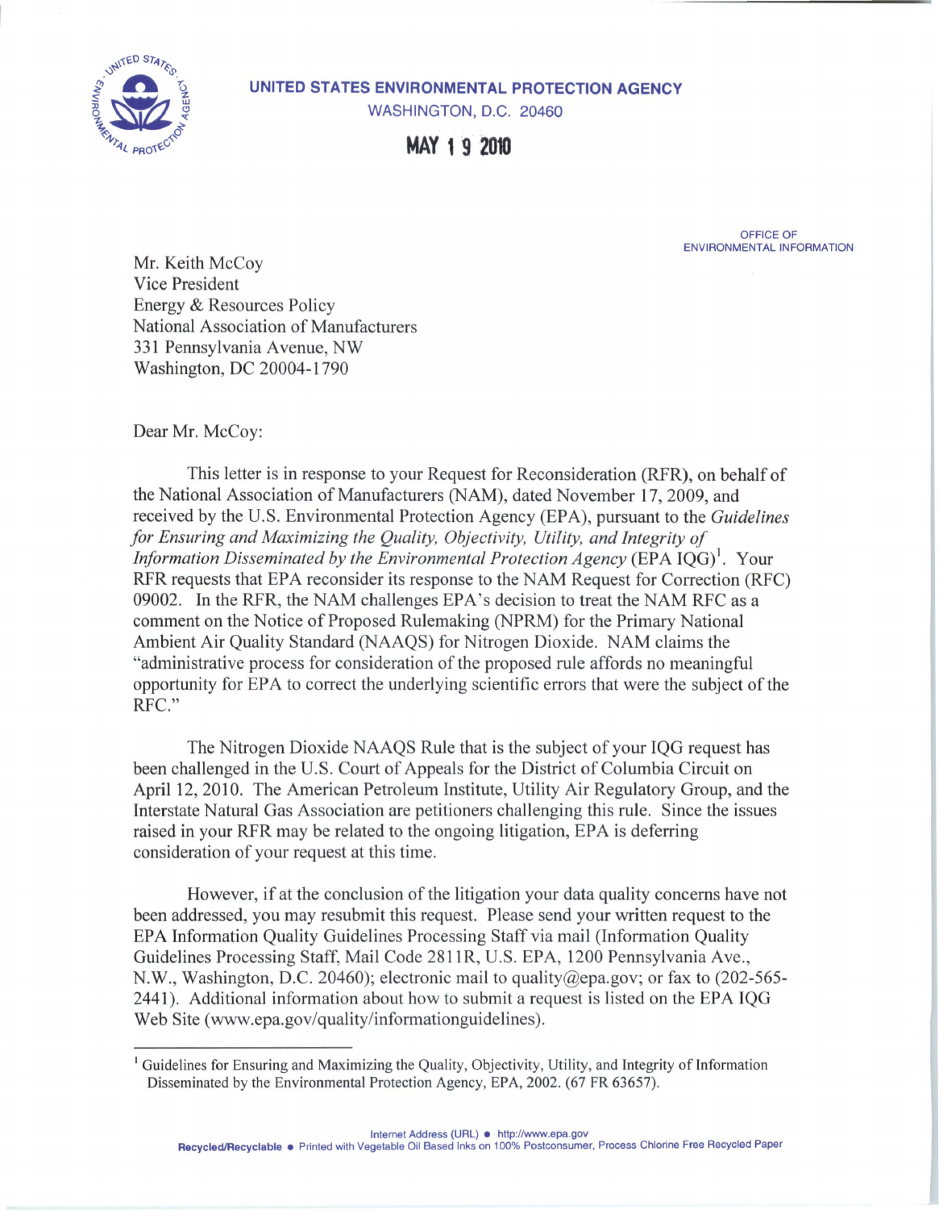**UNITED STATES ENVIRONMENTAL PROTECTION AGENCY**
WASHINGTON, D.C. 20460

**MAY 19 2010**

OFFICE OF
ENVIRONMENTAL INFORMATION

Mr. Keith McCoy
Vice President
Energy & Resources Policy
National Association of Manufacturers
331 Pennsylvania Avenue, NW
Washington, DC 20004-1790

Dear Mr. McCoy:

This letter is in response to your Request for Reconsideration (RFR), on behalf of the National Association of Manufacturers (NAM), dated November 17, 2009, and received by the U.S. Environmental Protection Agency (EPA), pursuant to the *Guidelines for Ensuring and Maximizing the Quality, Objectivity, Utility, and Integrity of Information Disseminated by the Environmental Protection Agency* (EPA IQG)[1]. Your RFR requests that EPA reconsider its response to the NAM Request for Correction (RFC) 09002. In the RFR, the NAM challenges EPA's decision to treat the NAM RFC as a comment on the Notice of Proposed Rulemaking (NPRM) for the Primary National Ambient Air Quality Standard (NAAQS) for Nitrogen Dioxide. NAM claims the "administrative process for consideration of the proposed rule affords no meaningful opportunity for EPA to correct the underlying scientific errors that were the subject of the RFC."

The Nitrogen Dioxide NAAQS Rule that is the subject of your IQG request has been challenged in the U.S. Court of Appeals for the District of Columbia Circuit on April 12, 2010. The American Petroleum Institute, Utility Air Regulatory Group, and the Interstate Natural Gas Association are petitioners challenging this rule. Since the issues raised in your RFR may be related to the ongoing litigation, EPA is deferring consideration of your request at this time.

However, if at the conclusion of the litigation your data quality concerns have not been addressed, you may resubmit this request. Please send your written request to the EPA Information Quality Guidelines Processing Staff via mail (Information Quality Guidelines Processing Staff, Mail Code 2811R, U.S. EPA, 1200 Pennsylvania Ave., N.W., Washington, D.C. 20460); electronic mail to quality@epa.gov; or fax to (202-565-2441). Additional information about how to submit a request is listed on the EPA IQG Web Site (www.epa.gov/quality/informationguidelines).

---

[1] Guidelines for Ensuring and Maximizing the Quality, Objectivity, Utility, and Integrity of Information Disseminated by the Environmental Protection Agency, EPA, 2002. (67 FR 63657).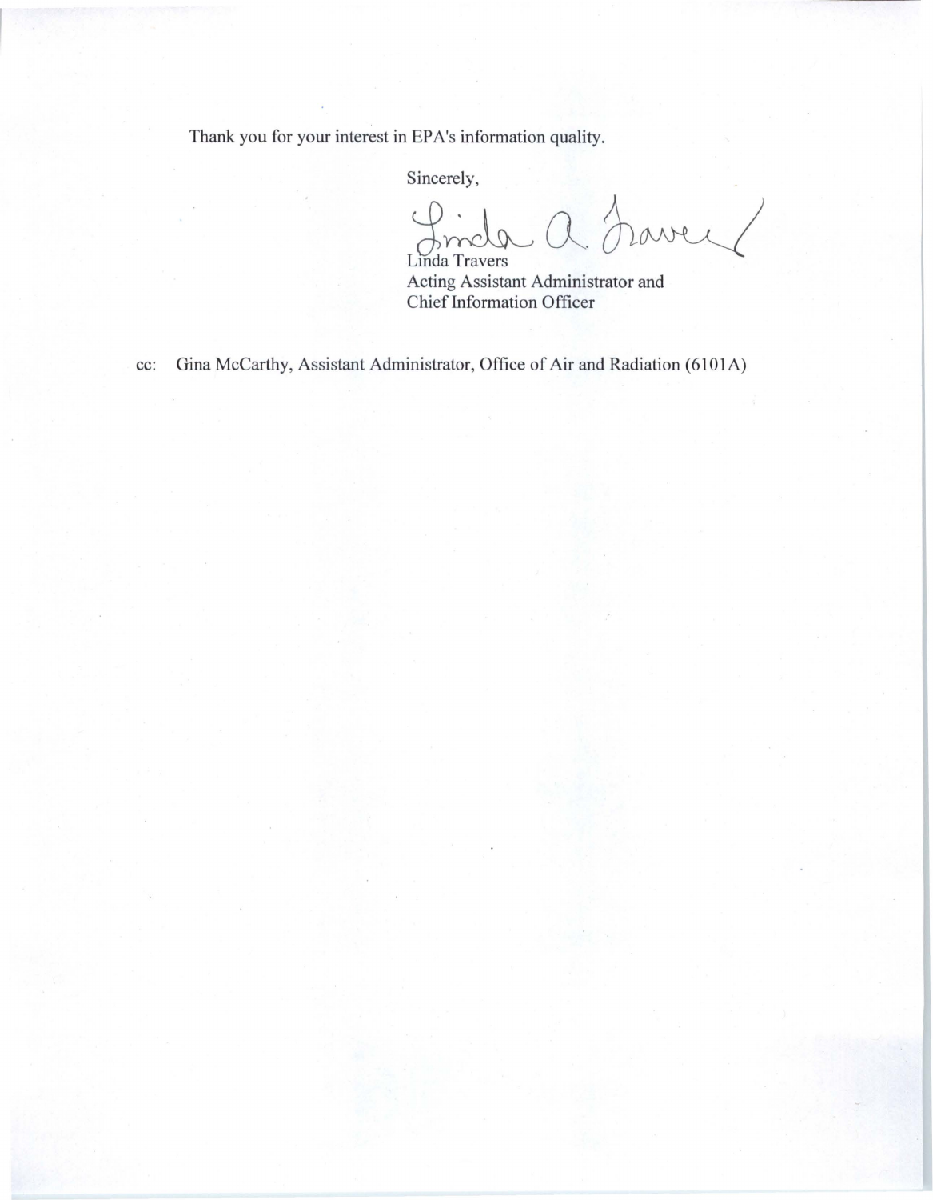Thank you for your interest in EPA's information quality.

Sincerely,

Linda Travers
Acting Assistant Administrator and
Chief Information Officer

cc: Gina McCarthy, Assistant Administrator, Office of Air and Radiation (6101A)